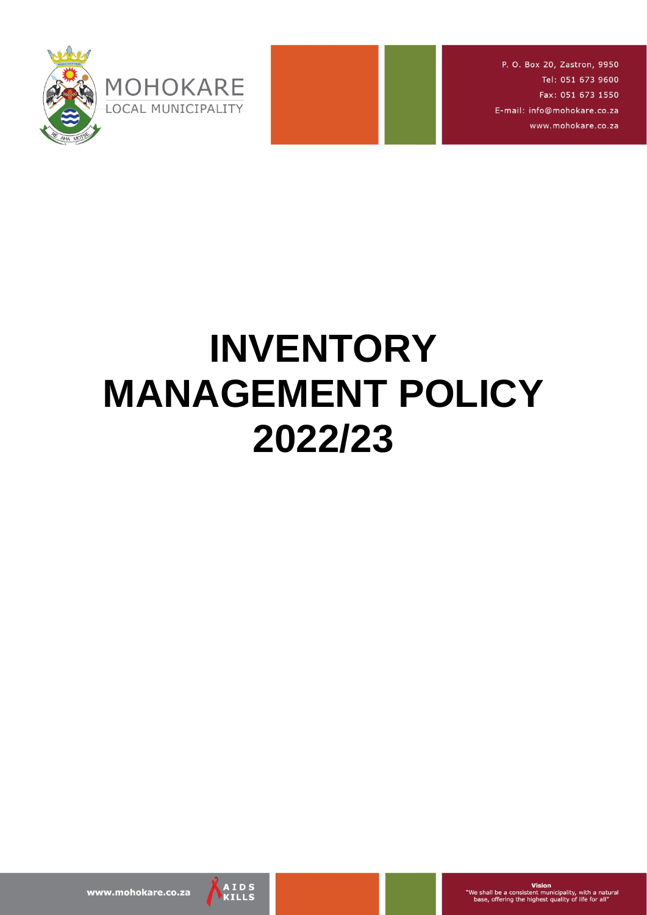MOHOKARE
LOCAL MUNICIPALITY

P. O. Box 20, Zastron, 9950
Tel: 051 673 9600
Fax: 051 673 1550
E-mail: info@mohokare.co.za
www.mohokare.co.za

# INVENTORY MANAGEMENT POLICY 2022/23

www.mohokare.co.za

AIDS KILLS

**Vision**
"We shall be a consistent municipality, with a natural base, offering the highest quality of life for all"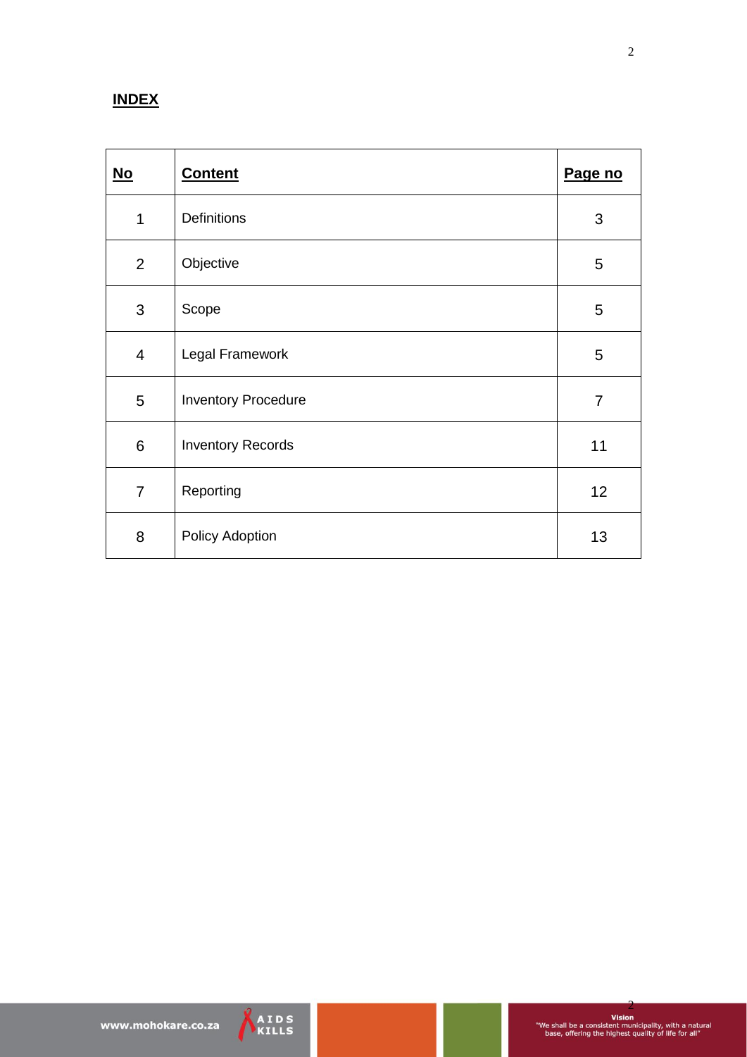**INDEX**

| **No** | **Content** | **Page no** |
|---|---|---|
| 1 | Definitions | 3 |
| 2 | Objective | 5 |
| 3 | Scope | 5 |
| 4 | Legal Framework | 5 |
| 5 | Inventory Procedure | 7 |
| 6 | Inventory Records | 11 |
| 7 | Reporting | 12 |
| 8 | Policy Adoption | 13 |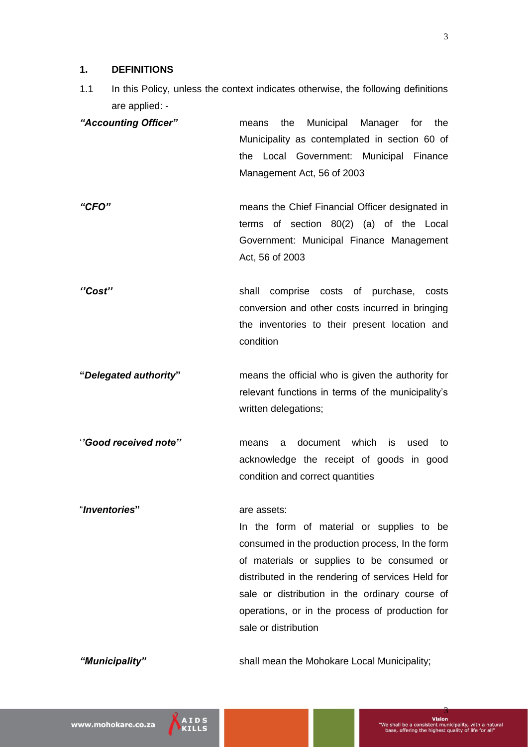## 1. DEFINITIONS

1.1 In this Policy, unless the context indicates otherwise, the following definitions are applied: -

| Term | Definition |
|---|---|
| ***"Accounting Officer"*** | means the Municipal Manager for the Municipality as contemplated in section 60 of the Local Government: Municipal Finance Management Act, 56 of 2003 |
| ***"CFO"*** | means the Chief Financial Officer designated in terms of section 80(2) (a) of the Local Government: Municipal Finance Management Act, 56 of 2003 |
| ***''Cost''*** | shall comprise costs of purchase, costs conversion and other costs incurred in bringing the inventories to their present location and condition |
| **"*Delegated authority*"** | means the official who is given the authority for relevant functions in terms of the municipality's written delegations; |
| '***'Good received note''*** | means a document which is used to acknowledge the receipt of goods in good condition and correct quantities |
| "***Inventories*"** | are assets: In the form of material or supplies to be consumed in the production process, In the form of materials or supplies to be consumed or distributed in the rendering of services Held for sale or distribution in the ordinary course of operations, or in the process of production for sale or distribution |
| ***"Municipality"*** | shall mean the Mohokare Local Municipality; |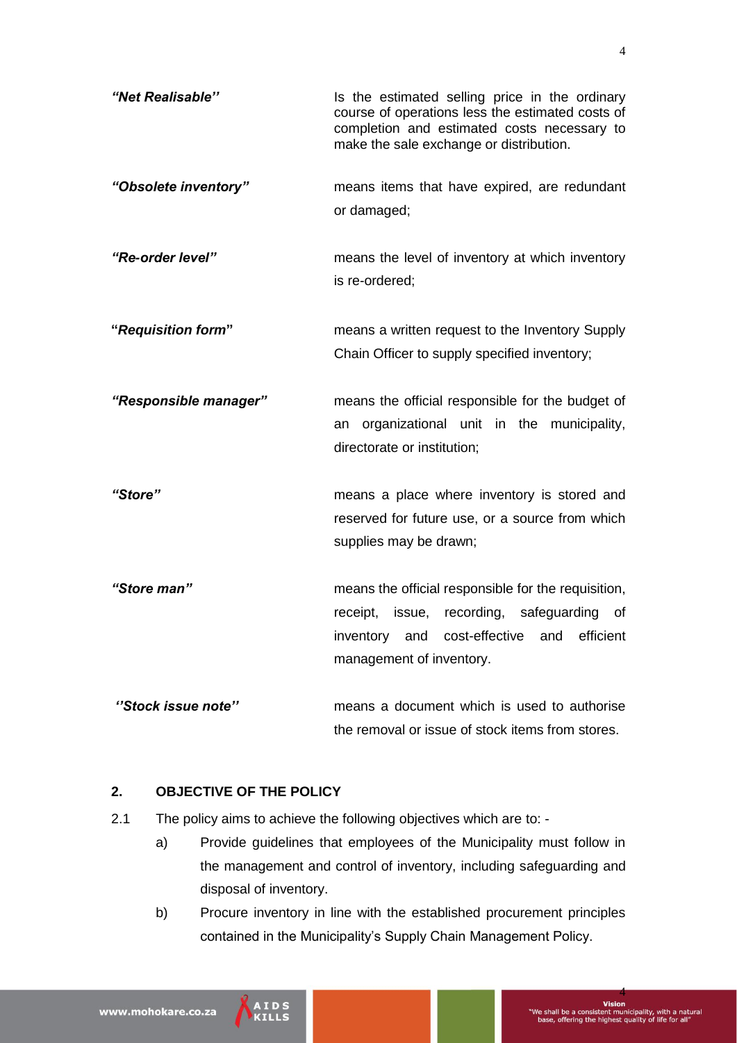***"Net Realisable''*** Is the estimated selling price in the ordinary course of operations less the estimated costs of completion and estimated costs necessary to make the sale exchange or distribution.

***"Obsolete inventory"*** means items that have expired, are redundant or damaged;

***"Re-order level"*** means the level of inventory at which inventory is re-ordered;

**"*Requisition form*"** means a written request to the Inventory Supply Chain Officer to supply specified inventory;

***"Responsible manager"*** means the official responsible for the budget of an organizational unit in the municipality, directorate or institution;

***"Store"*** means a place where inventory is stored and reserved for future use, or a source from which supplies may be drawn;

***"Store man"*** means the official responsible for the requisition, receipt, issue, recording, safeguarding of inventory and cost-effective and efficient management of inventory.

***''Stock issue note''*** means a document which is used to authorise the removal or issue of stock items from stores.

## 2. OBJECTIVE OF THE POLICY

2.1 The policy aims to achieve the following objectives which are to: -

a) Provide guidelines that employees of the Municipality must follow in the management and control of inventory, including safeguarding and disposal of inventory.

b) Procure inventory in line with the established procurement principles contained in the Municipality's Supply Chain Management Policy.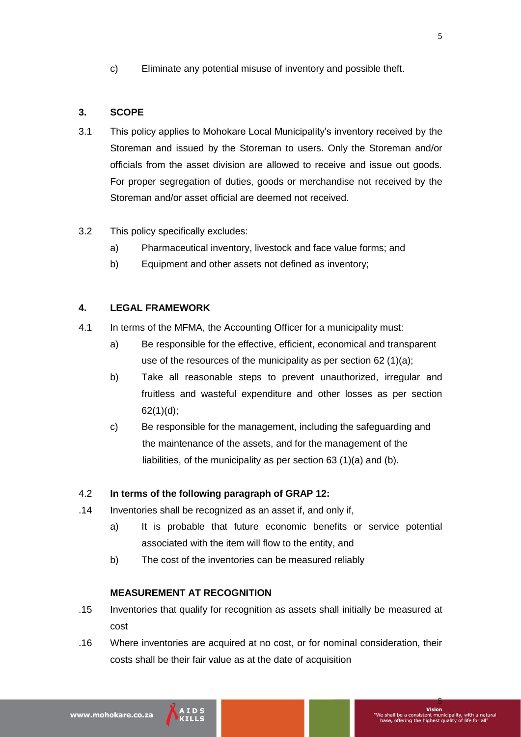c) Eliminate any potential misuse of inventory and possible theft.

## 3. SCOPE

3.1 This policy applies to Mohokare Local Municipality's inventory received by the Storeman and issued by the Storeman to users. Only the Storeman and/or officials from the asset division are allowed to receive and issue out goods. For proper segregation of duties, goods or merchandise not received by the Storeman and/or asset official are deemed not received.

3.2 This policy specifically excludes:

a) Pharmaceutical inventory, livestock and face value forms; and

b) Equipment and other assets not defined as inventory;

## 4. LEGAL FRAMEWORK

4.1 In terms of the MFMA, the Accounting Officer for a municipality must:

a) Be responsible for the effective, efficient, economical and transparent use of the resources of the municipality as per section 62 (1)(a);

b) Take all reasonable steps to prevent unauthorized, irregular and fruitless and wasteful expenditure and other losses as per section 62(1)(d);

c) Be responsible for the management, including the safeguarding and the maintenance of the assets, and for the management of the liabilities, of the municipality as per section 63 (1)(a) and (b).

4.2 **In terms of the following paragraph of GRAP 12:**

.14 Inventories shall be recognized as an asset if, and only if,

a) It is probable that future economic benefits or service potential associated with the item will flow to the entity, and

b) The cost of the inventories can be measured reliably

**MEASUREMENT AT RECOGNITION**

.15 Inventories that qualify for recognition as assets shall initially be measured at cost

.16 Where inventories are acquired at no cost, or for nominal consideration, their costs shall be their fair value as at the date of acquisition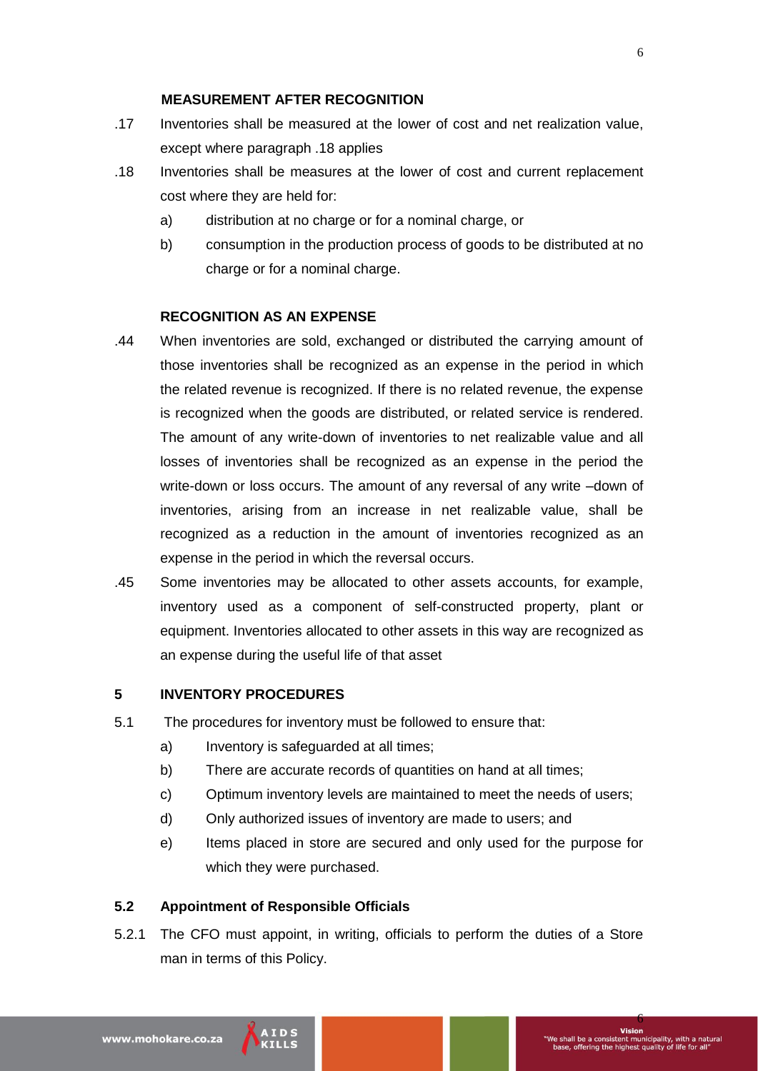### MEASUREMENT AFTER RECOGNITION

.17 Inventories shall be measured at the lower of cost and net realization value, except where paragraph .18 applies

.18 Inventories shall be measures at the lower of cost and current replacement cost where they are held for:

   a) distribution at no charge or for a nominal charge, or

   b) consumption in the production process of goods to be distributed at no charge or for a nominal charge.

### RECOGNITION AS AN EXPENSE

.44 When inventories are sold, exchanged or distributed the carrying amount of those inventories shall be recognized as an expense in the period in which the related revenue is recognized. If there is no related revenue, the expense is recognized when the goods are distributed, or related service is rendered. The amount of any write-down of inventories to net realizable value and all losses of inventories shall be recognized as an expense in the period the write-down or loss occurs. The amount of any reversal of any write –down of inventories, arising from an increase in net realizable value, shall be recognized as a reduction in the amount of inventories recognized as an expense in the period in which the reversal occurs.

.45 Some inventories may be allocated to other assets accounts, for example, inventory used as a component of self-constructed property, plant or equipment. Inventories allocated to other assets in this way are recognized as an expense during the useful life of that asset

## 5 INVENTORY PROCEDURES

5.1 The procedures for inventory must be followed to ensure that:

   a) Inventory is safeguarded at all times;

   b) There are accurate records of quantities on hand at all times;

   c) Optimum inventory levels are maintained to meet the needs of users;

   d) Only authorized issues of inventory are made to users; and

   e) Items placed in store are secured and only used for the purpose for which they were purchased.

### 5.2 Appointment of Responsible Officials

5.2.1 The CFO must appoint, in writing, officials to perform the duties of a Store man in terms of this Policy.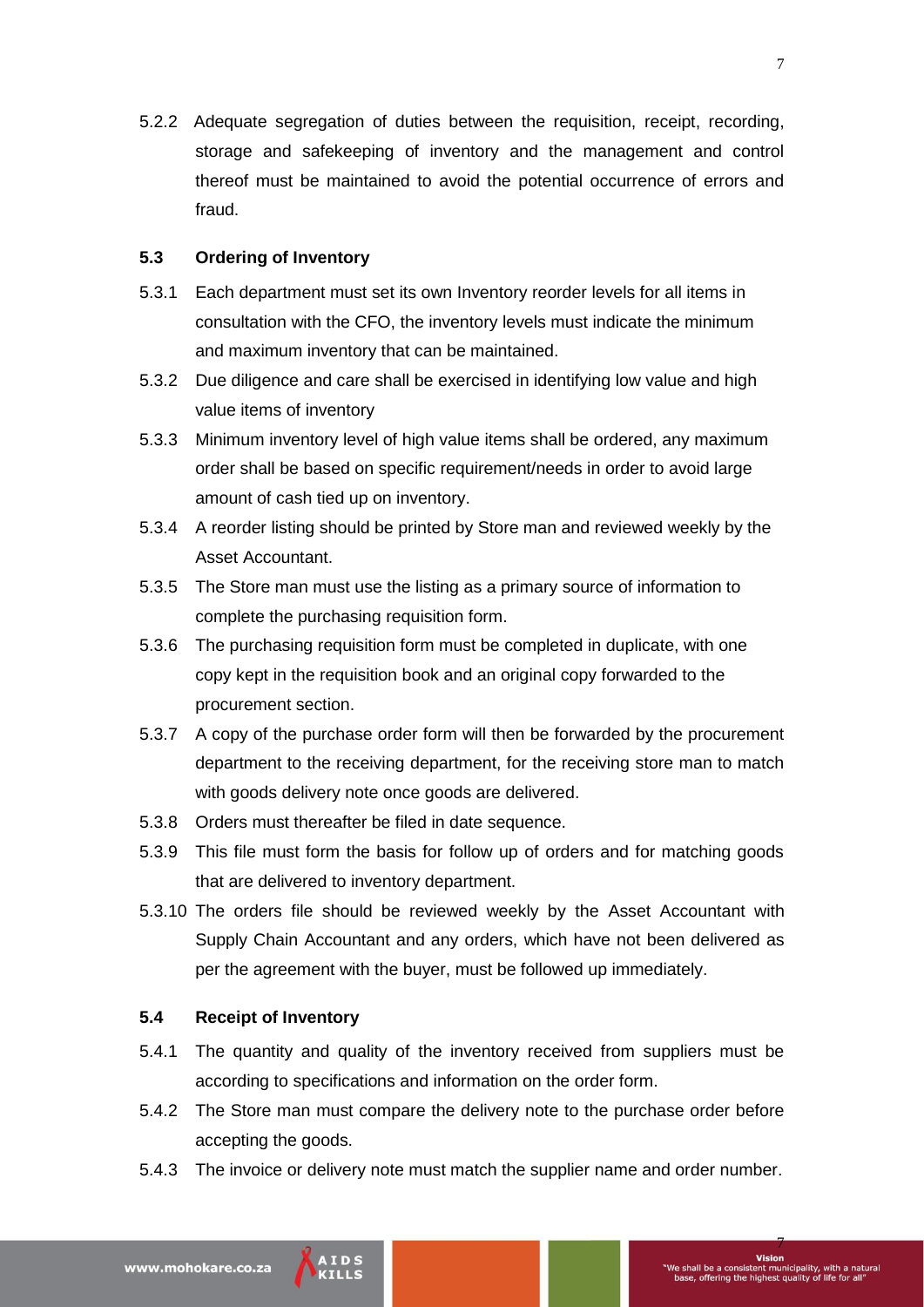5.2.2 Adequate segregation of duties between the requisition, receipt, recording, storage and safekeeping of inventory and the management and control thereof must be maintained to avoid the potential occurrence of errors and fraud.

**5.3 Ordering of Inventory**

5.3.1 Each department must set its own Inventory reorder levels for all items in consultation with the CFO, the inventory levels must indicate the minimum and maximum inventory that can be maintained.

5.3.2 Due diligence and care shall be exercised in identifying low value and high value items of inventory

5.3.3 Minimum inventory level of high value items shall be ordered, any maximum order shall be based on specific requirement/needs in order to avoid large amount of cash tied up on inventory.

5.3.4 A reorder listing should be printed by Store man and reviewed weekly by the Asset Accountant.

5.3.5 The Store man must use the listing as a primary source of information to complete the purchasing requisition form.

5.3.6 The purchasing requisition form must be completed in duplicate, with one copy kept in the requisition book and an original copy forwarded to the procurement section.

5.3.7 A copy of the purchase order form will then be forwarded by the procurement department to the receiving department, for the receiving store man to match with goods delivery note once goods are delivered.

5.3.8 Orders must thereafter be filed in date sequence.

5.3.9 This file must form the basis for follow up of orders and for matching goods that are delivered to inventory department.

5.3.10 The orders file should be reviewed weekly by the Asset Accountant with Supply Chain Accountant and any orders, which have not been delivered as per the agreement with the buyer, must be followed up immediately.

**5.4 Receipt of Inventory**

5.4.1 The quantity and quality of the inventory received from suppliers must be according to specifications and information on the order form.

5.4.2 The Store man must compare the delivery note to the purchase order before accepting the goods.

5.4.3 The invoice or delivery note must match the supplier name and order number.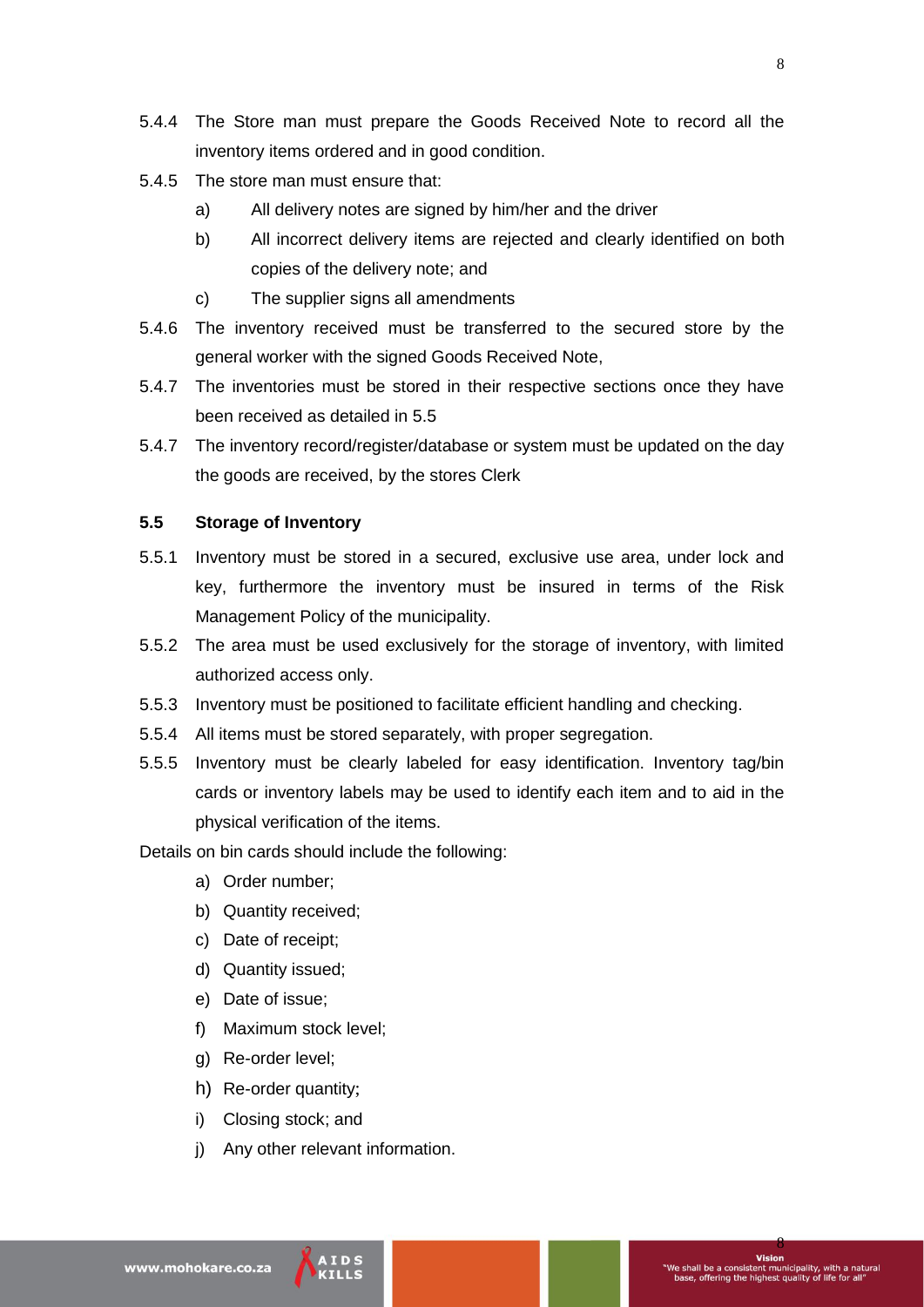5.4.4 The Store man must prepare the Goods Received Note to record all the inventory items ordered and in good condition.

5.4.5 The store man must ensure that:

a) All delivery notes are signed by him/her and the driver

b) All incorrect delivery items are rejected and clearly identified on both copies of the delivery note; and

c) The supplier signs all amendments

5.4.6 The inventory received must be transferred to the secured store by the general worker with the signed Goods Received Note,

5.4.7 The inventories must be stored in their respective sections once they have been received as detailed in 5.5

5.4.7 The inventory record/register/database or system must be updated on the day the goods are received, by the stores Clerk

### 5.5 Storage of Inventory

5.5.1 Inventory must be stored in a secured, exclusive use area, under lock and key, furthermore the inventory must be insured in terms of the Risk Management Policy of the municipality.

5.5.2 The area must be used exclusively for the storage of inventory, with limited authorized access only.

5.5.3 Inventory must be positioned to facilitate efficient handling and checking.

5.5.4 All items must be stored separately, with proper segregation.

5.5.5 Inventory must be clearly labeled for easy identification. Inventory tag/bin cards or inventory labels may be used to identify each item and to aid in the physical verification of the items.

Details on bin cards should include the following:

a) Order number;
b) Quantity received;
c) Date of receipt;
d) Quantity issued;
e) Date of issue;
f) Maximum stock level;
g) Re-order level;
h) Re-order quantity;
i) Closing stock; and
j) Any other relevant information.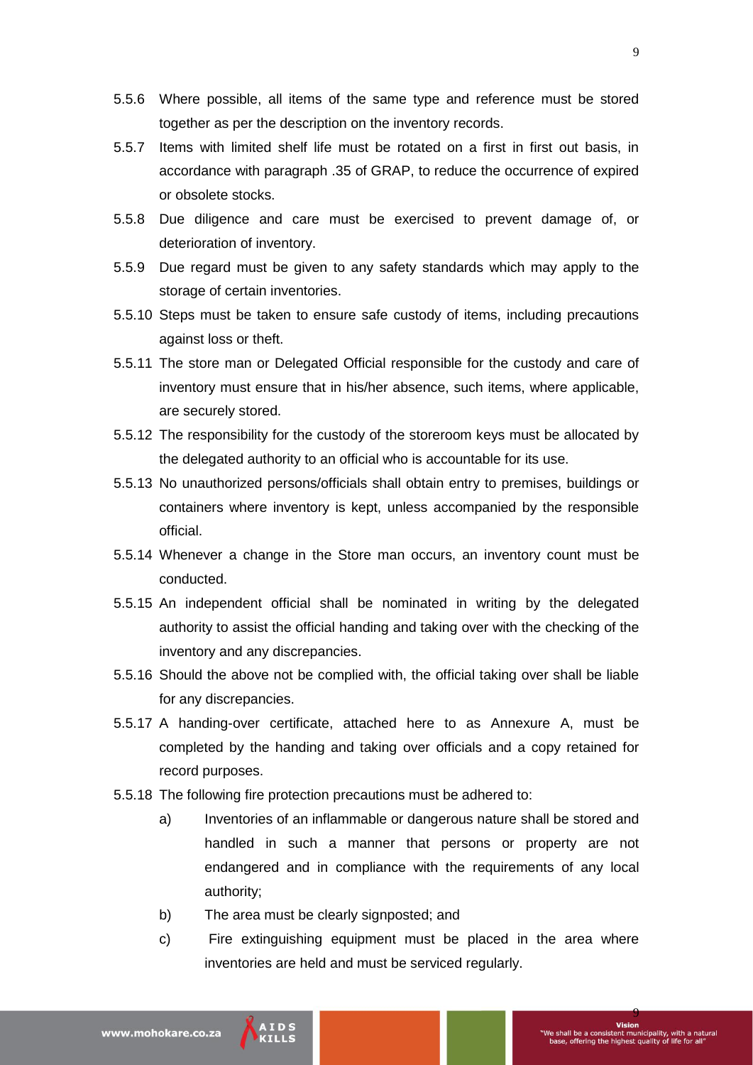5.5.6 Where possible, all items of the same type and reference must be stored together as per the description on the inventory records.

5.5.7 Items with limited shelf life must be rotated on a first in first out basis, in accordance with paragraph .35 of GRAP, to reduce the occurrence of expired or obsolete stocks.

5.5.8 Due diligence and care must be exercised to prevent damage of, or deterioration of inventory.

5.5.9 Due regard must be given to any safety standards which may apply to the storage of certain inventories.

5.5.10 Steps must be taken to ensure safe custody of items, including precautions against loss or theft.

5.5.11 The store man or Delegated Official responsible for the custody and care of inventory must ensure that in his/her absence, such items, where applicable, are securely stored.

5.5.12 The responsibility for the custody of the storeroom keys must be allocated by the delegated authority to an official who is accountable for its use.

5.5.13 No unauthorized persons/officials shall obtain entry to premises, buildings or containers where inventory is kept, unless accompanied by the responsible official.

5.5.14 Whenever a change in the Store man occurs, an inventory count must be conducted.

5.5.15 An independent official shall be nominated in writing by the delegated authority to assist the official handing and taking over with the checking of the inventory and any discrepancies.

5.5.16 Should the above not be complied with, the official taking over shall be liable for any discrepancies.

5.5.17 A handing-over certificate, attached here to as Annexure A, must be completed by the handing and taking over officials and a copy retained for record purposes.

5.5.18 The following fire protection precautions must be adhered to:

a) Inventories of an inflammable or dangerous nature shall be stored and handled in such a manner that persons or property are not endangered and in compliance with the requirements of any local authority;

b) The area must be clearly signposted; and

c) Fire extinguishing equipment must be placed in the area where inventories are held and must be serviced regularly.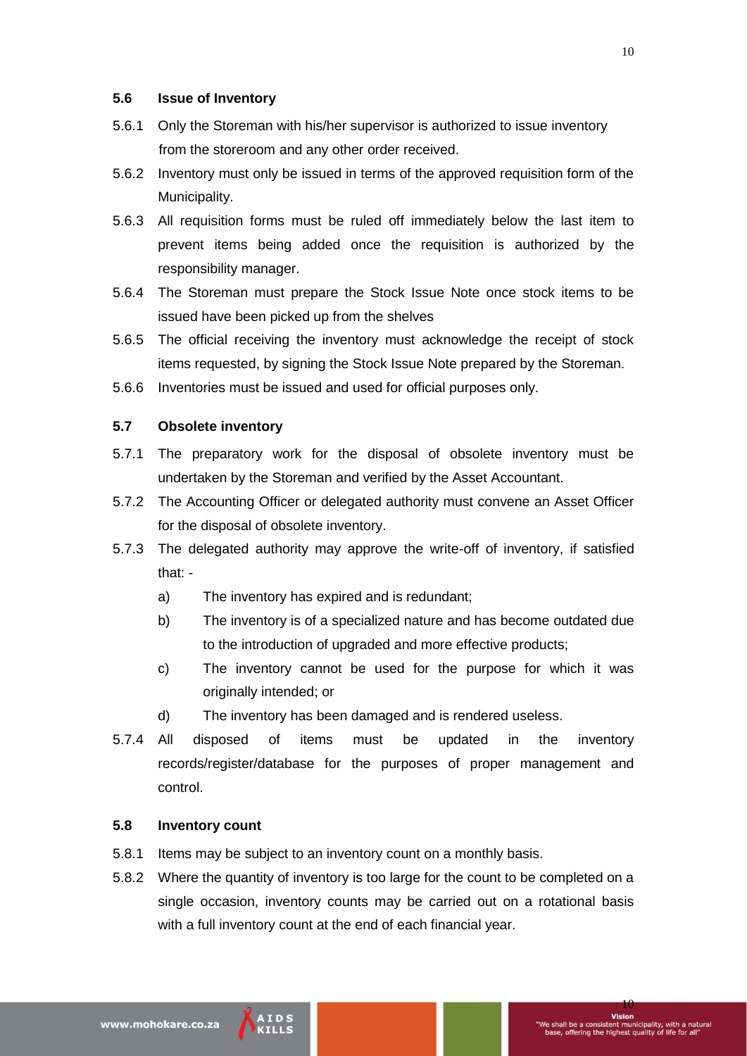### 5.6 Issue of Inventory

5.6.1 Only the Storeman with his/her supervisor is authorized to issue inventory from the storeroom and any other order received.

5.6.2 Inventory must only be issued in terms of the approved requisition form of the Municipality.

5.6.3 All requisition forms must be ruled off immediately below the last item to prevent items being added once the requisition is authorized by the responsibility manager.

5.6.4 The Storeman must prepare the Stock Issue Note once stock items to be issued have been picked up from the shelves

5.6.5 The official receiving the inventory must acknowledge the receipt of stock items requested, by signing the Stock Issue Note prepared by the Storeman.

5.6.6 Inventories must be issued and used for official purposes only.

### 5.7 Obsolete inventory

5.7.1 The preparatory work for the disposal of obsolete inventory must be undertaken by the Storeman and verified by the Asset Accountant.

5.7.2 The Accounting Officer or delegated authority must convene an Asset Officer for the disposal of obsolete inventory.

5.7.3 The delegated authority may approve the write-off of inventory, if satisfied that: -

a) The inventory has expired and is redundant;

b) The inventory is of a specialized nature and has become outdated due to the introduction of upgraded and more effective products;

c) The inventory cannot be used for the purpose for which it was originally intended; or

d) The inventory has been damaged and is rendered useless.

5.7.4 All disposed of items must be updated in the inventory records/register/database for the purposes of proper management and control.

### 5.8 Inventory count

5.8.1 Items may be subject to an inventory count on a monthly basis.

5.8.2 Where the quantity of inventory is too large for the count to be completed on a single occasion, inventory counts may be carried out on a rotational basis with a full inventory count at the end of each financial year.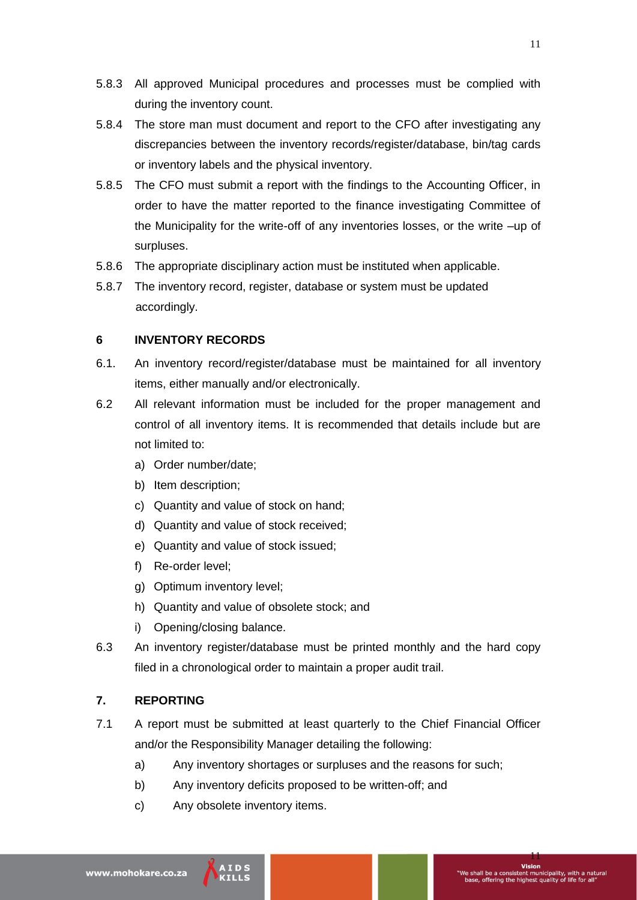5.8.3 All approved Municipal procedures and processes must be complied with during the inventory count.

5.8.4 The store man must document and report to the CFO after investigating any discrepancies between the inventory records/register/database, bin/tag cards or inventory labels and the physical inventory.

5.8.5 The CFO must submit a report with the findings to the Accounting Officer, in order to have the matter reported to the finance investigating Committee of the Municipality for the write-off of any inventories losses, or the write –up of surpluses.

5.8.6 The appropriate disciplinary action must be instituted when applicable.

5.8.7 The inventory record, register, database or system must be updated accordingly.

## 6 INVENTORY RECORDS

6.1. An inventory record/register/database must be maintained for all inventory items, either manually and/or electronically.

6.2 All relevant information must be included for the proper management and control of all inventory items. It is recommended that details include but are not limited to:

a) Order number/date;
b) Item description;
c) Quantity and value of stock on hand;
d) Quantity and value of stock received;
e) Quantity and value of stock issued;
f) Re-order level;
g) Optimum inventory level;
h) Quantity and value of obsolete stock; and
i) Opening/closing balance.

6.3 An inventory register/database must be printed monthly and the hard copy filed in a chronological order to maintain a proper audit trail.

## 7. REPORTING

7.1 A report must be submitted at least quarterly to the Chief Financial Officer and/or the Responsibility Manager detailing the following:

a) Any inventory shortages or surpluses and the reasons for such;
b) Any inventory deficits proposed to be written-off; and
c) Any obsolete inventory items.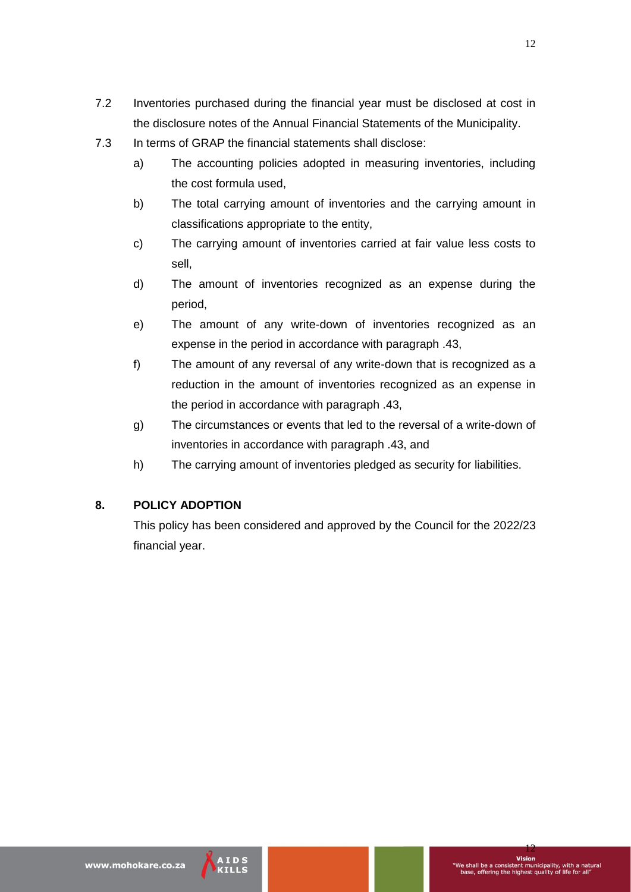7.2 Inventories purchased during the financial year must be disclosed at cost in the disclosure notes of the Annual Financial Statements of the Municipality.

7.3 In terms of GRAP the financial statements shall disclose:

a) The accounting policies adopted in measuring inventories, including the cost formula used,

b) The total carrying amount of inventories and the carrying amount in classifications appropriate to the entity,

c) The carrying amount of inventories carried at fair value less costs to sell,

d) The amount of inventories recognized as an expense during the period,

e) The amount of any write-down of inventories recognized as an expense in the period in accordance with paragraph .43,

f) The amount of any reversal of any write-down that is recognized as a reduction in the amount of inventories recognized as an expense in the period in accordance with paragraph .43,

g) The circumstances or events that led to the reversal of a write-down of inventories in accordance with paragraph .43, and

h) The carrying amount of inventories pledged as security for liabilities.

## 8. POLICY ADOPTION

This policy has been considered and approved by the Council for the 2022/23 financial year.